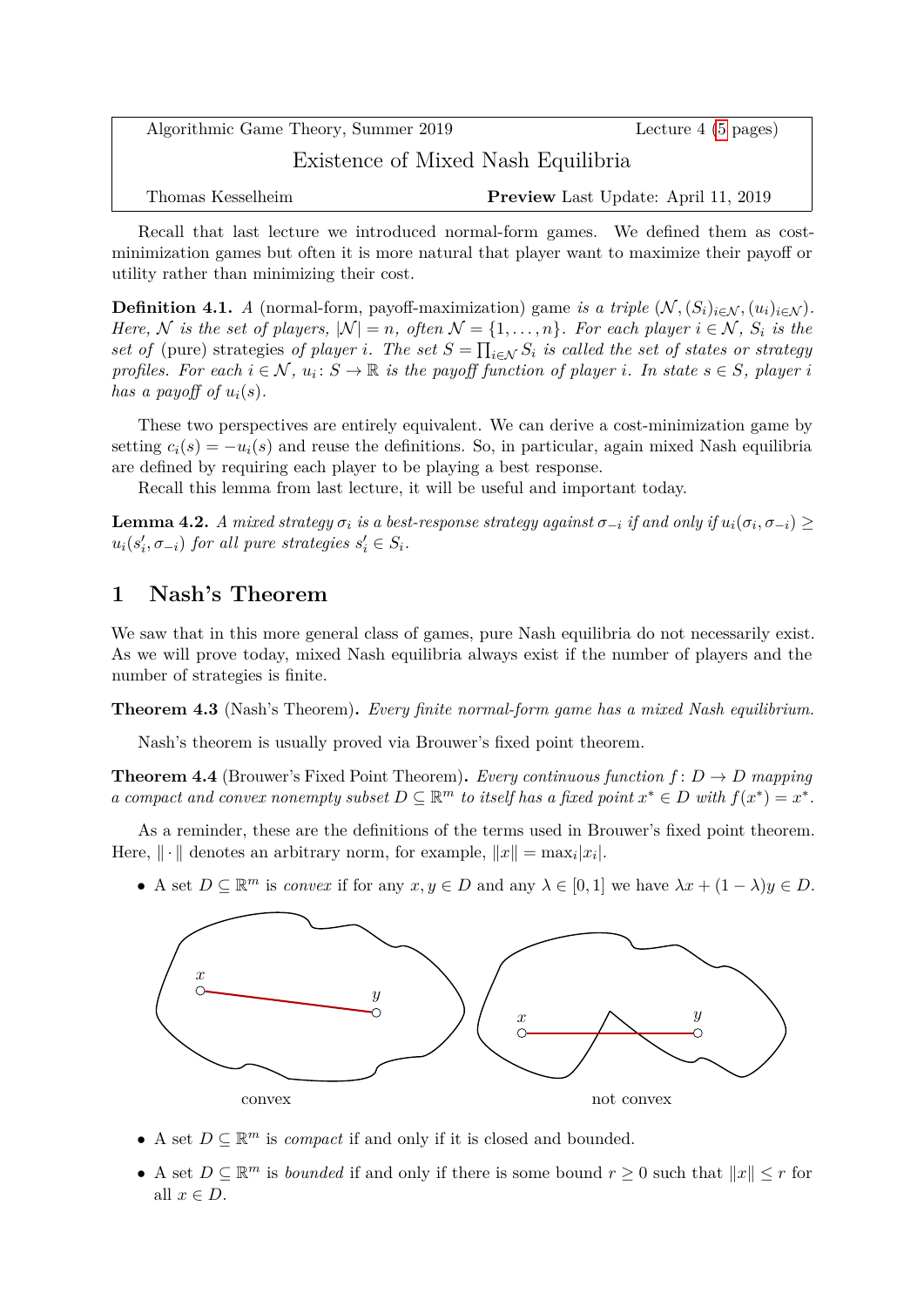| Algorithmic Game Theory, Summer 2019 | Lecture 4 (5 pages) |
|---|---|
| Existence of Mixed Nash Equilibria | |
| Thomas Kesselheim | **Preview** Last Update: April 11, 2019 |

Recall that last lecture we introduced normal-form games. We defined them as cost-minimization games but often it is more natural that player want to maximize their payoff or utility rather than minimizing their cost.

**Definition 4.1.** *A* (normal-form, payoff-maximization) game *is a triple* $(\mathcal{N}, (S_i)_{i\in\mathcal{N}}, (u_i)_{i\in\mathcal{N}})$. *Here,* $\mathcal{N}$ *is the set of players,* $|\mathcal{N}| = n$*, often* $\mathcal{N} = \{1, \ldots, n\}$*. For each player* $i \in \mathcal{N}$*,* $S_i$ *is the set of* (pure) strategies *of player* $i$*. The set* $S = \prod_{i\in\mathcal{N}} S_i$ *is called the set of states or strategy profiles. For each* $i \in \mathcal{N}$*,* $u_i \colon S \to \mathbb{R}$ *is the payoff function of player* $i$*. In state* $s \in S$*, player* $i$ *has a payoff of* $u_i(s)$*.*

These two perspectives are entirely equivalent. We can derive a cost-minimization game by setting $c_i(s) = -u_i(s)$ and reuse the definitions. So, in particular, again mixed Nash equilibria are defined by requiring each player to be playing a best response.

Recall this lemma from last lecture, it will be useful and important today.

**Lemma 4.2.** *A mixed strategy* $\sigma_i$ *is a best-response strategy against* $\sigma_{-i}$ *if and only if* $u_i(\sigma_i, \sigma_{-i}) \geq u_i(s_i', \sigma_{-i})$ *for all pure strategies* $s_i' \in S_i$*.*

## 1 Nash's Theorem

We saw that in this more general class of games, pure Nash equilibria do not necessarily exist. As we will prove today, mixed Nash equilibria always exist if the number of players and the number of strategies is finite.

**Theorem 4.3** (Nash's Theorem)**.** *Every finite normal-form game has a mixed Nash equilibrium.*

Nash's theorem is usually proved via Brouwer's fixed point theorem.

**Theorem 4.4** (Brouwer's Fixed Point Theorem)**.** *Every continuous function* $f \colon D \to D$ *mapping a compact and convex nonempty subset* $D \subseteq \mathbb{R}^m$ *to itself has a fixed point* $x^* \in D$ *with* $f(x^*) = x^*$*.*

As a reminder, these are the definitions of the terms used in Brouwer's fixed point theorem. Here, $\|\cdot\|$ denotes an arbitrary norm, for example, $\|x\| = \max_i |x_i|$.

- A set $D \subseteq \mathbb{R}^m$ is *convex* if for any $x, y \in D$ and any $\lambda \in [0, 1]$ we have $\lambda x + (1 - \lambda)y \in D$.

convex          not convex

- A set $D \subseteq \mathbb{R}^m$ is *compact* if and only if it is closed and bounded.
- A set $D \subseteq \mathbb{R}^m$ is *bounded* if and only if there is some bound $r \geq 0$ such that $\|x\| \leq r$ for all $x \in D$.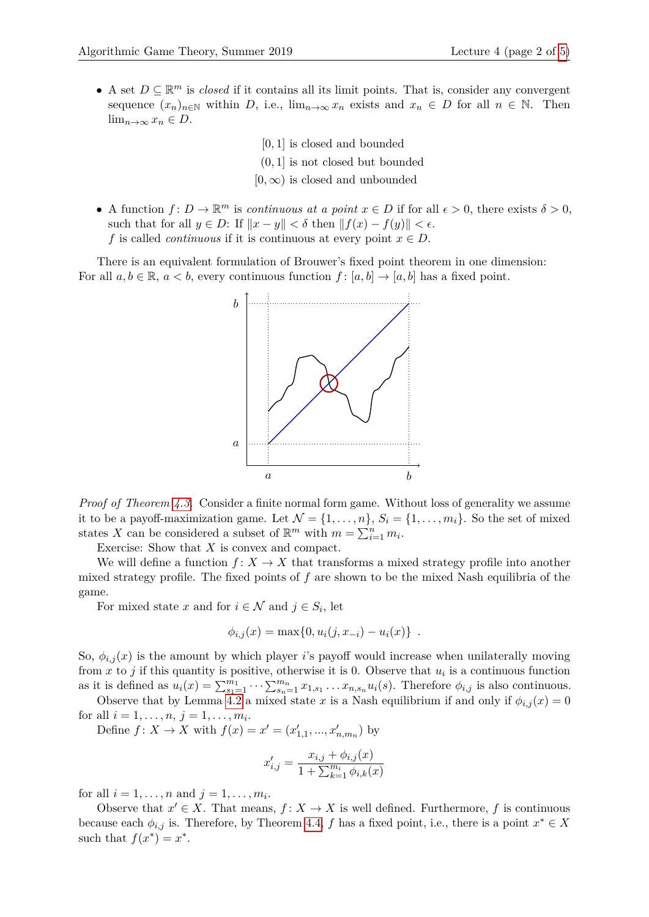- A set $D \subseteq \mathbb{R}^m$ is *closed* if it contains all its limit points. That is, consider any convergent sequence $(x_n)_{n\in\mathbb{N}}$ within $D$, i.e., $\lim_{n\to\infty} x_n$ exists and $x_n \in D$ for all $n \in \mathbb{N}$. Then $\lim_{n\to\infty} x_n \in D$.

$$[0,1] \text{ is closed and bounded}$$
$$(0,1] \text{ is not closed but bounded}$$
$$[0,\infty) \text{ is closed and unbounded}$$

- A function $f\colon D \to \mathbb{R}^m$ is *continuous at a point* $x \in D$ if for all $\epsilon > 0$, there exists $\delta > 0$, such that for all $y \in D$: If $\|x - y\| < \delta$ then $\|f(x) - f(y)\| < \epsilon$.
  $f$ is called *continuous* if it is continuous at every point $x \in D$.

There is an equivalent formulation of Brouwer's fixed point theorem in one dimension: For all $a, b \in \mathbb{R}$, $a < b$, every continuous function $f\colon [a,b] \to [a,b]$ has a fixed point.

*Proof of Theorem 4.3.* Consider a finite normal form game. Without loss of generality we assume it to be a payoff-maximization game. Let $\mathcal{N} = \{1,\dots,n\}$, $S_i = \{1,\dots,m_i\}$. So the set of mixed states $X$ can be considered a subset of $\mathbb{R}^m$ with $m = \sum_{i=1}^n m_i$.

Exercise: Show that $X$ is convex and compact.

We will define a function $f\colon X \to X$ that transforms a mixed strategy profile into another mixed strategy profile. The fixed points of $f$ are shown to be the mixed Nash equilibria of the game.

For mixed state $x$ and for $i \in \mathcal{N}$ and $j \in S_i$, let

$$\phi_{i,j}(x) = \max\{0, u_i(j, x_{-i}) - u_i(x)\} \enspace .$$

So, $\phi_{i,j}(x)$ is the amount by which player $i$'s payoff would increase when unilaterally moving from $x$ to $j$ if this quantity is positive, otherwise it is 0. Observe that $u_i$ is a continuous function as it is defined as $u_i(x) = \sum_{s_1=1}^{m_1} \cdots \sum_{s_n=1}^{m_n} x_{1,s_1} \dots x_{n,s_n} u_i(s)$. Therefore $\phi_{i,j}$ is also continuous.

Observe that by Lemma 4.2 a mixed state $x$ is a Nash equilibrium if and only if $\phi_{i,j}(x) = 0$ for all $i = 1,\dots,n$, $j = 1,\dots,m_i$.

Define $f\colon X \to X$ with $f(x) = x' = (x'_{1,1}, \dots, x'_{n,m_n})$ by

$$x'_{i,j} = \frac{x_{i,j} + \phi_{i,j}(x)}{1 + \sum_{k=1}^{m_i} \phi_{i,k}(x)}$$

for all $i = 1,\dots,n$ and $j = 1,\dots,m_i$.

Observe that $x' \in X$. That means, $f\colon X \to X$ is well defined. Furthermore, $f$ is continuous because each $\phi_{i,j}$ is. Therefore, by Theorem 4.4, $f$ has a fixed point, i.e., there is a point $x^* \in X$ such that $f(x^*) = x^*$.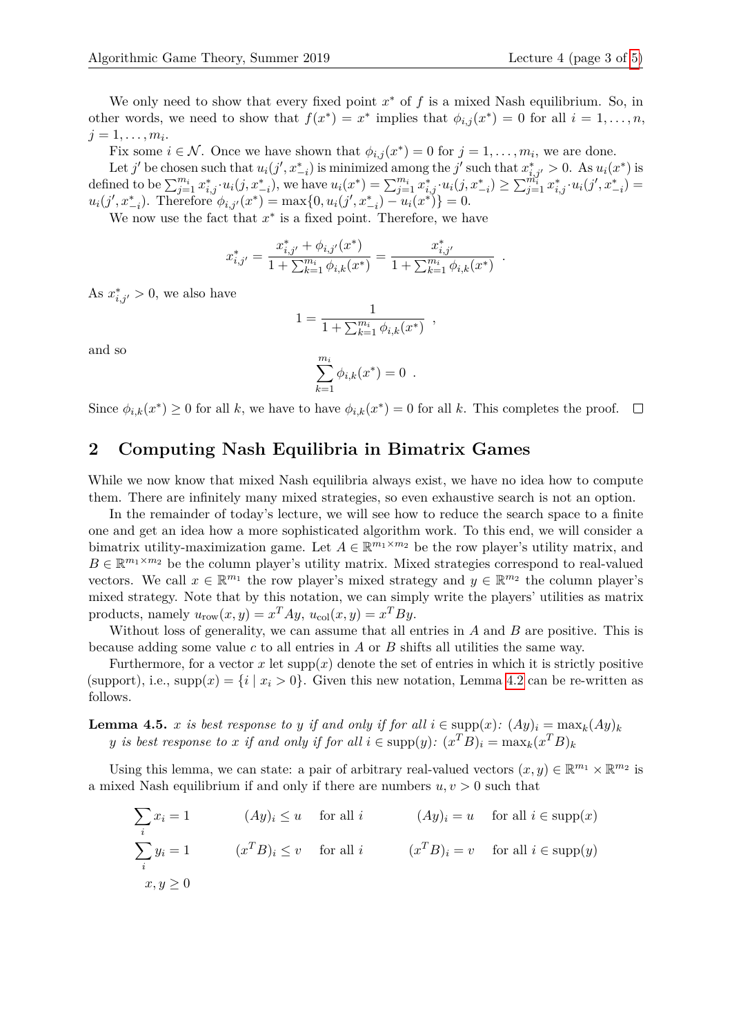We only need to show that every fixed point $x^*$ of $f$ is a mixed Nash equilibrium. So, in other words, we need to show that $f(x^*) = x^*$ implies that $\phi_{i,j}(x^*) = 0$ for all $i = 1, \ldots, n$, $j = 1, \ldots, m_i$.

Fix some $i \in \mathcal{N}$. Once we have shown that $\phi_{i,j}(x^*) = 0$ for $j = 1, \ldots, m_i$, we are done.

Let $j'$ be chosen such that $u_i(j', x^*_{-i})$ is minimized among the $j'$ such that $x^*_{i,j'} > 0$. As $u_i(x^*)$ is defined to be $\sum_{j=1}^{m_i} x^*_{i,j} \cdot u_i(j, x^*_{-i})$, we have $u_i(x^*) = \sum_{j=1}^{m_i} x^*_{i,j} \cdot u_i(j, x^*_{-i}) \geq \sum_{j=1}^{m_i} x^*_{i,j} \cdot u_i(j', x^*_{-i}) = u_i(j', x^*_{-i})$. Therefore $\phi_{i,j'}(x^*) = \max\{0, u_i(j', x^*_{-i}) - u_i(x^*)\} = 0$.

We now use the fact that $x^*$ is a fixed point. Therefore, we have

$$x^*_{i,j'} = \frac{x^*_{i,j'} + \phi_{i,j'}(x^*)}{1 + \sum_{k=1}^{m_i} \phi_{i,k}(x^*)} = \frac{x^*_{i,j'}}{1 + \sum_{k=1}^{m_i} \phi_{i,k}(x^*)} \enspace .$$

As $x^*_{i,j'} > 0$, we also have

$$1 = \frac{1}{1 + \sum_{k=1}^{m_i} \phi_{i,k}(x^*)} \enspace ,$$

and so

$$\sum_{k=1}^{m_i} \phi_{i,k}(x^*) = 0 \enspace .$$

Since $\phi_{i,k}(x^*) \geq 0$ for all $k$, we have to have $\phi_{i,k}(x^*) = 0$ for all $k$. This completes the proof. □

## 2 Computing Nash Equilibria in Bimatrix Games

While we now know that mixed Nash equilibria always exist, we have no idea how to compute them. There are infinitely many mixed strategies, so even exhaustive search is not an option.

In the remainder of today's lecture, we will see how to reduce the search space to a finite one and get an idea how a more sophisticated algorithm work. To this end, we will consider a bimatrix utility-maximization game. Let $A \in \mathbb{R}^{m_1 \times m_2}$ be the row player's utility matrix, and $B \in \mathbb{R}^{m_1 \times m_2}$ be the column player's utility matrix. Mixed strategies correspond to real-valued vectors. We call $x \in \mathbb{R}^{m_1}$ the row player's mixed strategy and $y \in \mathbb{R}^{m_2}$ the column player's mixed strategy. Note that by this notation, we can simply write the players' utilities as matrix products, namely $u_{\text{row}}(x, y) = x^T A y$, $u_{\text{col}}(x, y) = x^T B y$.

Without loss of generality, we can assume that all entries in $A$ and $B$ are positive. This is because adding some value $c$ to all entries in $A$ or $B$ shifts all utilities the same way.

Furthermore, for a vector $x$ let $\text{supp}(x)$ denote the set of entries in which it is strictly positive (support), i.e., $\text{supp}(x) = \{i \mid x_i > 0\}$. Given this new notation, Lemma 4.2 can be re-written as follows.

**Lemma 4.5.** *$x$ is best response to $y$ if and only if for all $i \in \text{supp}(x)$: $(Ay)_i = \max_k (Ay)_k$*
*$y$ is best response to $x$ if and only if for all $i \in \text{supp}(y)$: $(x^T B)_i = \max_k (x^T B)_k$*

Using this lemma, we can state: a pair of arbitrary real-valued vectors $(x, y) \in \mathbb{R}^{m_1} \times \mathbb{R}^{m_2}$ is a mixed Nash equilibrium if and only if there are numbers $u, v > 0$ such that

$$\begin{array}{lllll}
\sum_i x_i = 1 & (Ay)_i \leq u & \text{for all } i & (Ay)_i = u & \text{for all } i \in \text{supp}(x) \\
\sum_i y_i = 1 & (x^T B)_i \leq v & \text{for all } i & (x^T B)_i = v & \text{for all } i \in \text{supp}(y) \\
x, y \geq 0 & & & &
\end{array}$$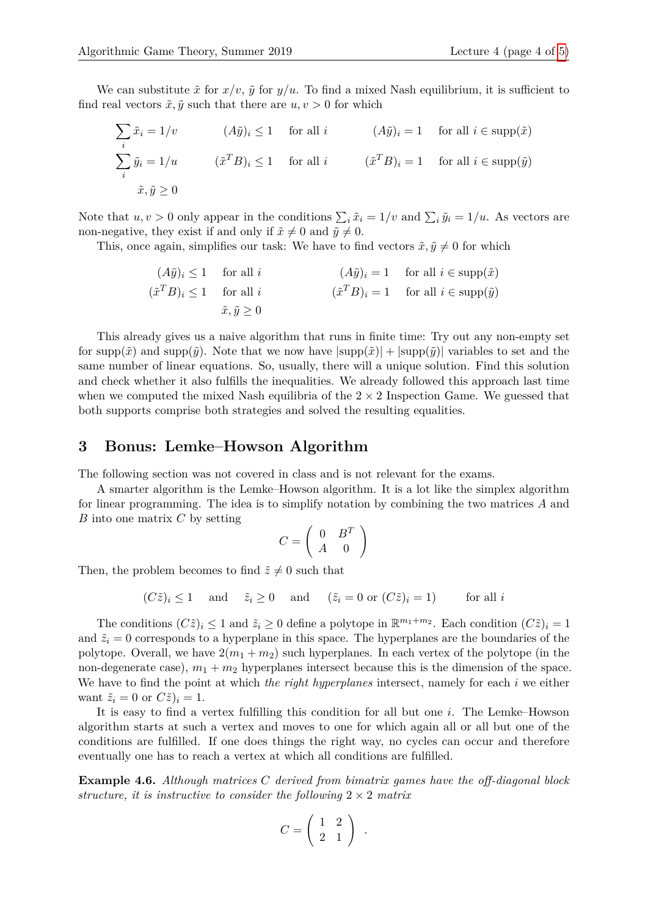We can substitute $\tilde{x}$ for $x/v$, $\tilde{y}$ for $y/u$. To find a mixed Nash equilibrium, it is sufficient to find real vectors $\tilde{x}, \tilde{y}$ such that there are $u, v > 0$ for which

$$
\begin{aligned}
&\sum_i \tilde{x}_i = 1/v && (A\tilde{y})_i \leq 1 \quad \text{for all } i && (A\tilde{y})_i = 1 \quad \text{for all } i \in \operatorname{supp}(\tilde{x}) \\
&\sum_i \tilde{y}_i = 1/u && (\tilde{x}^T B)_i \leq 1 \quad \text{for all } i && (\tilde{x}^T B)_i = 1 \quad \text{for all } i \in \operatorname{supp}(\tilde{y}) \\
&\tilde{x}, \tilde{y} \geq 0
\end{aligned}
$$

Note that $u, v > 0$ only appear in the conditions $\sum_i \tilde{x}_i = 1/v$ and $\sum_i \tilde{y}_i = 1/u$. As vectors are non-negative, they exist if and only if $\tilde{x} \neq 0$ and $\tilde{y} \neq 0$.

This, once again, simplifies our task: We have to find vectors $\tilde{x}, \tilde{y} \neq 0$ for which

$$
\begin{aligned}
(A\tilde{y})_i &\leq 1 \quad \text{for all } i && (A\tilde{y})_i = 1 \quad \text{for all } i \in \operatorname{supp}(\tilde{x}) \\
(\tilde{x}^T B)_i &\leq 1 \quad \text{for all } i && (\tilde{x}^T B)_i = 1 \quad \text{for all } i \in \operatorname{supp}(\tilde{y}) \\
\tilde{x}, \tilde{y} &\geq 0
\end{aligned}
$$

This already gives us a naive algorithm that runs in finite time: Try out any non-empty set for $\operatorname{supp}(\tilde{x})$ and $\operatorname{supp}(\tilde{y})$. Note that we now have $|\operatorname{supp}(\tilde{x})| + |\operatorname{supp}(\tilde{y})|$ variables to set and the same number of linear equations. So, usually, there will a unique solution. Find this solution and check whether it also fulfills the inequalities. We already followed this approach last time when we computed the mixed Nash equilibria of the $2 \times 2$ Inspection Game. We guessed that both supports comprise both strategies and solved the resulting equalities.

## 3 Bonus: Lemke–Howson Algorithm

The following section was not covered in class and is not relevant for the exams.

A smarter algorithm is the Lemke–Howson algorithm. It is a lot like the simplex algorithm for linear programming. The idea is to simplify notation by combining the two matrices $A$ and $B$ into one matrix $C$ by setting

$$
C = \begin{pmatrix} 0 & B^T \\ A & 0 \end{pmatrix}
$$

Then, the problem becomes to find $\tilde{z} \neq 0$ such that

$$
(C\tilde{z})_i \leq 1 \quad \text{and} \quad \tilde{z}_i \geq 0 \quad \text{and} \quad (\tilde{z}_i = 0 \text{ or } (C\tilde{z})_i = 1) \qquad \text{for all } i
$$

The conditions $(C\tilde{z})_i \leq 1$ and $\tilde{z}_i \geq 0$ define a polytope in $\mathbb{R}^{m_1+m_2}$. Each condition $(C\tilde{z})_i = 1$ and $\tilde{z}_i = 0$ corresponds to a hyperplane in this space. The hyperplanes are the boundaries of the polytope. Overall, we have $2(m_1 + m_2)$ such hyperplanes. In each vertex of the polytope (in the non-degenerate case), $m_1 + m_2$ hyperplanes intersect because this is the dimension of the space. We have to find the point at which *the right hyperplanes* intersect, namely for each $i$ we either want $\tilde{z}_i = 0$ or $C\tilde{z})_i = 1$.

It is easy to find a vertex fulfilling this condition for all but one $i$. The Lemke–Howson algorithm starts at such a vertex and moves to one for which again all or all but one of the conditions are fulfilled. If one does things the right way, no cycles can occur and therefore eventually one has to reach a vertex at which all conditions are fulfilled.

**Example 4.6.** *Although matrices $C$ derived from bimatrix games have the off-diagonal block structure, it is instructive to consider the following $2 \times 2$ matrix*

$$
C = \begin{pmatrix} 1 & 2 \\ 2 & 1 \end{pmatrix} .
$$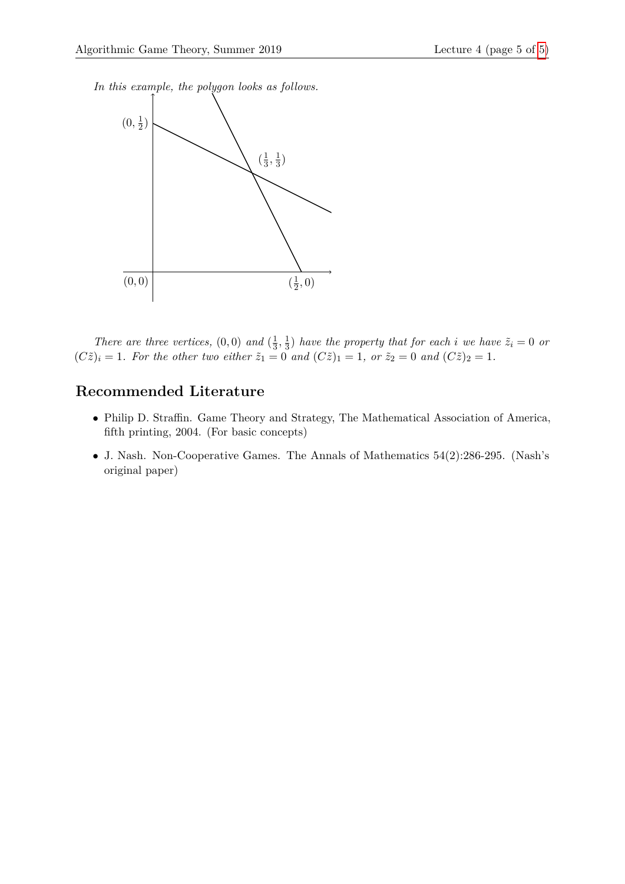*In this example, the polygon looks as follows.*

$(0, \frac{1}{2})$

$(\frac{1}{3}, \frac{1}{3})$

$(0, 0)$

$(\frac{1}{2}, 0)$

*There are three vertices, $(0, 0)$ and $(\frac{1}{3}, \frac{1}{3})$ have the property that for each $i$ we have $\tilde{z}_i = 0$ or $(C\tilde{z})_i = 1$. For the other two either $\tilde{z}_1 = 0$ and $(C\tilde{z})_1 = 1$, or $\tilde{z}_2 = 0$ and $(C\tilde{z})_2 = 1$.*

## Recommended Literature

- Philip D. Straffin. Game Theory and Strategy, The Mathematical Association of America, fifth printing, 2004. (For basic concepts)
- J. Nash. Non-Cooperative Games. The Annals of Mathematics 54(2):286-295. (Nash's original paper)